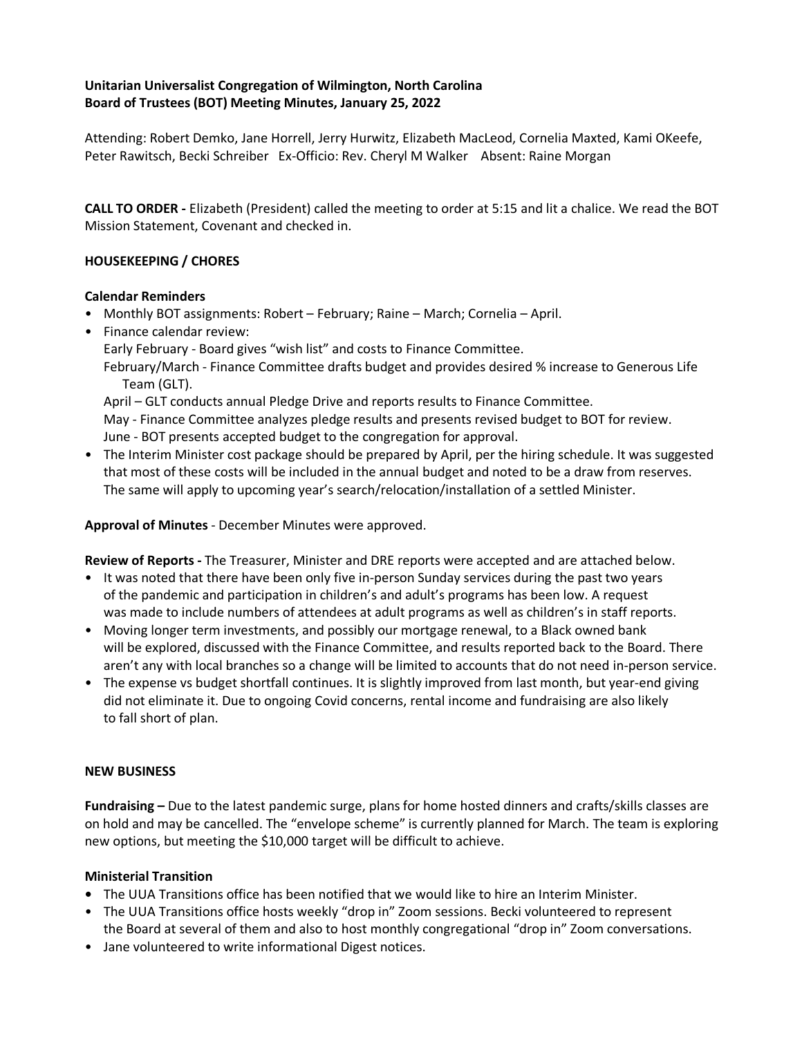**Unitarian Universalist Congregation of Wilmington, North Carolina**
**Board of Trustees (BOT) Meeting Minutes, January 25, 2022**

Attending: Robert Demko, Jane Horrell, Jerry Hurwitz, Elizabeth MacLeod, Cornelia Maxted, Kami OKeefe, Peter Rawitsch, Becki Schreiber Ex-Officio: Rev. Cheryl M Walker Absent: Raine Morgan

**CALL TO ORDER -** Elizabeth (President) called the meeting to order at 5:15 and lit a chalice. We read the BOT Mission Statement, Covenant and checked in.

**HOUSEKEEPING / CHORES**

**Calendar Reminders**

- Monthly BOT assignments: Robert – February; Raine – March; Cornelia – April.
- Finance calendar review:
  Early February - Board gives "wish list" and costs to Finance Committee.
  February/March - Finance Committee drafts budget and provides desired % increase to Generous Life Team (GLT).
  April – GLT conducts annual Pledge Drive and reports results to Finance Committee.
  May - Finance Committee analyzes pledge results and presents revised budget to BOT for review.
  June - BOT presents accepted budget to the congregation for approval.
- The Interim Minister cost package should be prepared by April, per the hiring schedule. It was suggested that most of these costs will be included in the annual budget and noted to be a draw from reserves. The same will apply to upcoming year's search/relocation/installation of a settled Minister.

**Approval of Minutes** - December Minutes were approved.

**Review of Reports -** The Treasurer, Minister and DRE reports were accepted and are attached below.

- It was noted that there have been only five in-person Sunday services during the past two years of the pandemic and participation in children's and adult's programs has been low. A request was made to include numbers of attendees at adult programs as well as children's in staff reports.
- Moving longer term investments, and possibly our mortgage renewal, to a Black owned bank will be explored, discussed with the Finance Committee, and results reported back to the Board. There aren't any with local branches so a change will be limited to accounts that do not need in-person service.
- The expense vs budget shortfall continues. It is slightly improved from last month, but year-end giving did not eliminate it. Due to ongoing Covid concerns, rental income and fundraising are also likely to fall short of plan.

**NEW BUSINESS**

**Fundraising –** Due to the latest pandemic surge, plans for home hosted dinners and crafts/skills classes are on hold and may be cancelled. The "envelope scheme" is currently planned for March. The team is exploring new options, but meeting the $10,000 target will be difficult to achieve.

**Ministerial Transition**

- The UUA Transitions office has been notified that we would like to hire an Interim Minister.
- The UUA Transitions office hosts weekly "drop in" Zoom sessions. Becki volunteered to represent the Board at several of them and also to host monthly congregational "drop in" Zoom conversations.
- Jane volunteered to write informational Digest notices.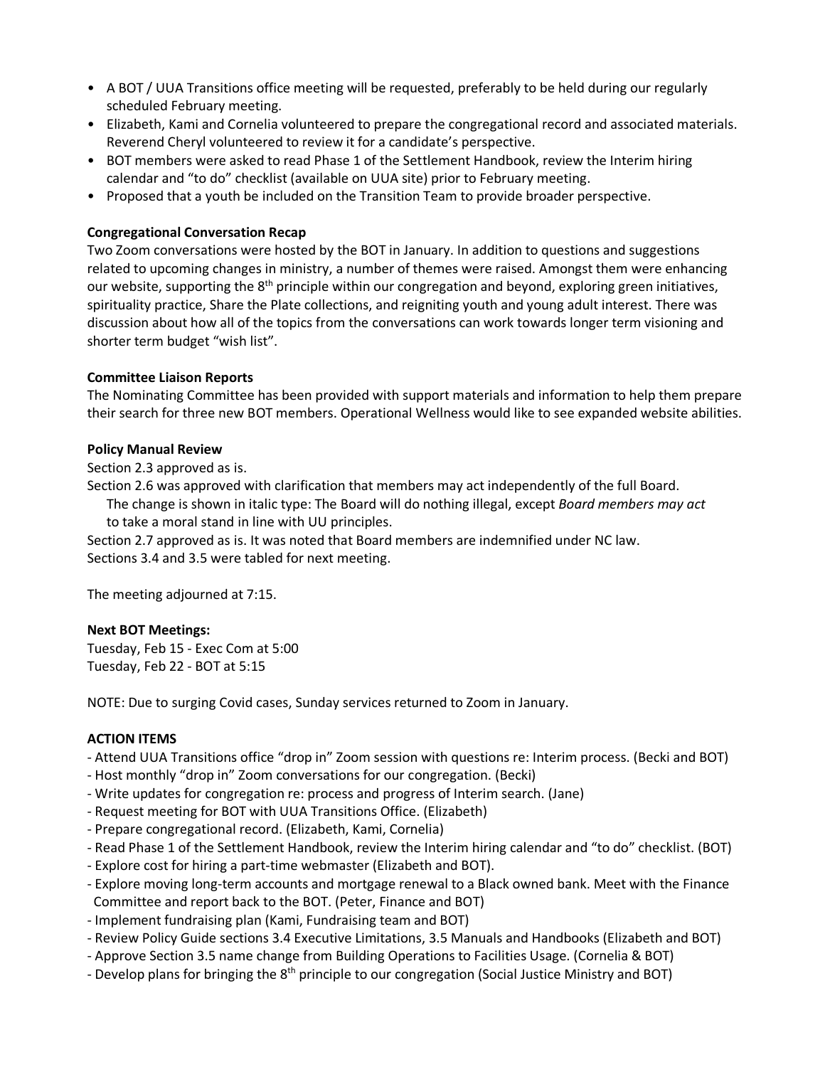- A BOT / UUA Transitions office meeting will be requested, preferably to be held during our regularly scheduled February meeting.
- Elizabeth, Kami and Cornelia volunteered to prepare the congregational record and associated materials. Reverend Cheryl volunteered to review it for a candidate's perspective.
- BOT members were asked to read Phase 1 of the Settlement Handbook, review the Interim hiring calendar and "to do" checklist (available on UUA site) prior to February meeting.
- Proposed that a youth be included on the Transition Team to provide broader perspective.

**Congregational Conversation Recap**

Two Zoom conversations were hosted by the BOT in January. In addition to questions and suggestions related to upcoming changes in ministry, a number of themes were raised. Amongst them were enhancing our website, supporting the 8th principle within our congregation and beyond, exploring green initiatives, spirituality practice, Share the Plate collections, and reigniting youth and young adult interest. There was discussion about how all of the topics from the conversations can work towards longer term visioning and shorter term budget "wish list".

**Committee Liaison Reports**

The Nominating Committee has been provided with support materials and information to help them prepare their search for three new BOT members. Operational Wellness would like to see expanded website abilities.

**Policy Manual Review**

Section 2.3 approved as is.

Section 2.6 was approved with clarification that members may act independently of the full Board.
The change is shown in italic type: The Board will do nothing illegal, except *Board members may act* to take a moral stand in line with UU principles.

Section 2.7 approved as is. It was noted that Board members are indemnified under NC law.

Sections 3.4 and 3.5 were tabled for next meeting.

The meeting adjourned at 7:15.

**Next BOT Meetings:**

Tuesday, Feb 15 - Exec Com at 5:00
Tuesday, Feb 22 - BOT at 5:15

NOTE: Due to surging Covid cases, Sunday services returned to Zoom in January.

**ACTION ITEMS**

- Attend UUA Transitions office "drop in" Zoom session with questions re: Interim process. (Becki and BOT)
- Host monthly "drop in" Zoom conversations for our congregation. (Becki)
- Write updates for congregation re: process and progress of Interim search. (Jane)
- Request meeting for BOT with UUA Transitions Office. (Elizabeth)
- Prepare congregational record. (Elizabeth, Kami, Cornelia)
- Read Phase 1 of the Settlement Handbook, review the Interim hiring calendar and "to do" checklist. (BOT)
- Explore cost for hiring a part-time webmaster (Elizabeth and BOT).
- Explore moving long-term accounts and mortgage renewal to a Black owned bank. Meet with the Finance Committee and report back to the BOT. (Peter, Finance and BOT)
- Implement fundraising plan (Kami, Fundraising team and BOT)
- Review Policy Guide sections 3.4 Executive Limitations, 3.5 Manuals and Handbooks (Elizabeth and BOT)
- Approve Section 3.5 name change from Building Operations to Facilities Usage. (Cornelia & BOT)
- Develop plans for bringing the 8th principle to our congregation (Social Justice Ministry and BOT)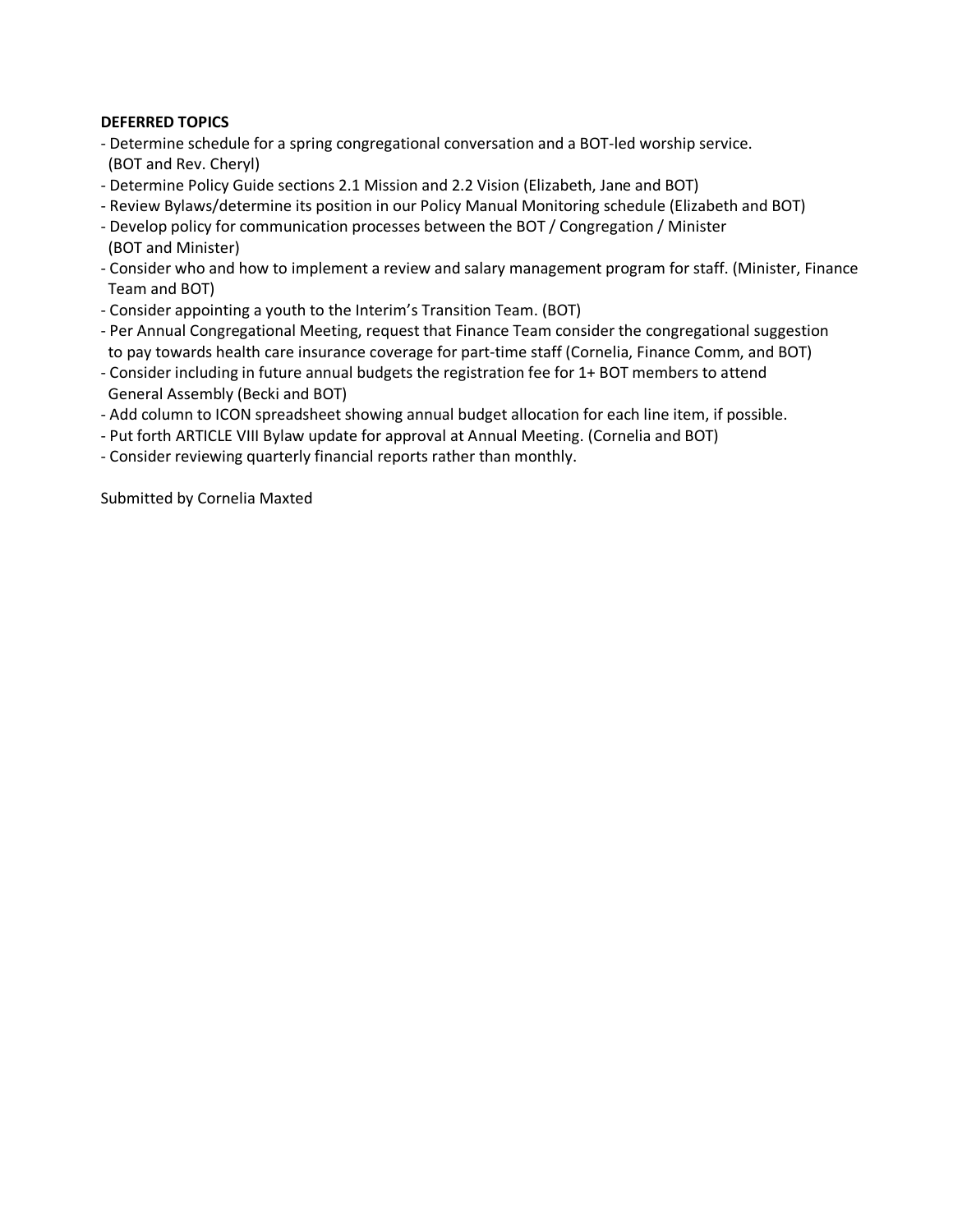**DEFERRED TOPICS**

- Determine schedule for a spring congregational conversation and a BOT-led worship service. (BOT and Rev. Cheryl)
- Determine Policy Guide sections 2.1 Mission and 2.2 Vision (Elizabeth, Jane and BOT)
- Review Bylaws/determine its position in our Policy Manual Monitoring schedule (Elizabeth and BOT)
- Develop policy for communication processes between the BOT / Congregation / Minister (BOT and Minister)
- Consider who and how to implement a review and salary management program for staff. (Minister, Finance Team and BOT)
- Consider appointing a youth to the Interim's Transition Team. (BOT)
- Per Annual Congregational Meeting, request that Finance Team consider the congregational suggestion to pay towards health care insurance coverage for part-time staff (Cornelia, Finance Comm, and BOT)
- Consider including in future annual budgets the registration fee for 1+ BOT members to attend General Assembly (Becki and BOT)
- Add column to ICON spreadsheet showing annual budget allocation for each line item, if possible.
- Put forth ARTICLE VIII Bylaw update for approval at Annual Meeting. (Cornelia and BOT)
- Consider reviewing quarterly financial reports rather than monthly.

Submitted by Cornelia Maxted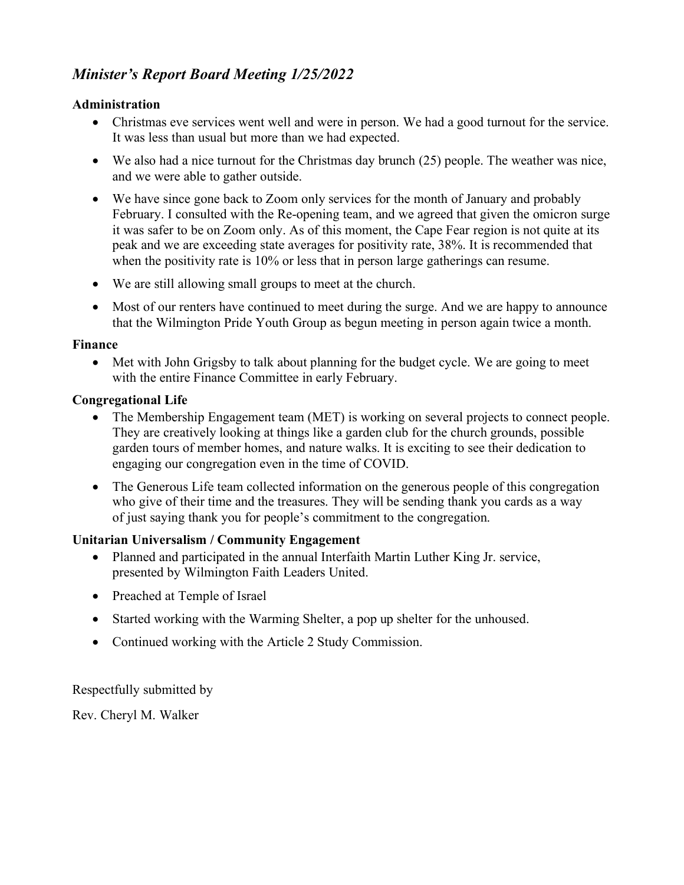## *Minister's Report Board Meeting 1/25/2022*

**Administration**

- Christmas eve services went well and were in person. We had a good turnout for the service. It was less than usual but more than we had expected.
- We also had a nice turnout for the Christmas day brunch (25) people. The weather was nice, and we were able to gather outside.
- We have since gone back to Zoom only services for the month of January and probably February. I consulted with the Re-opening team, and we agreed that given the omicron surge it was safer to be on Zoom only. As of this moment, the Cape Fear region is not quite at its peak and we are exceeding state averages for positivity rate, 38%. It is recommended that when the positivity rate is 10% or less that in person large gatherings can resume.
- We are still allowing small groups to meet at the church.
- Most of our renters have continued to meet during the surge. And we are happy to announce that the Wilmington Pride Youth Group as begun meeting in person again twice a month.

**Finance**

- Met with John Grigsby to talk about planning for the budget cycle. We are going to meet with the entire Finance Committee in early February.

**Congregational Life**

- The Membership Engagement team (MET) is working on several projects to connect people. They are creatively looking at things like a garden club for the church grounds, possible garden tours of member homes, and nature walks. It is exciting to see their dedication to engaging our congregation even in the time of COVID.
- The Generous Life team collected information on the generous people of this congregation who give of their time and the treasures. They will be sending thank you cards as a way of just saying thank you for people's commitment to the congregation.

**Unitarian Universalism / Community Engagement**

- Planned and participated in the annual Interfaith Martin Luther King Jr. service, presented by Wilmington Faith Leaders United.
- Preached at Temple of Israel
- Started working with the Warming Shelter, a pop up shelter for the unhoused.
- Continued working with the Article 2 Study Commission.

Respectfully submitted by

Rev. Cheryl M. Walker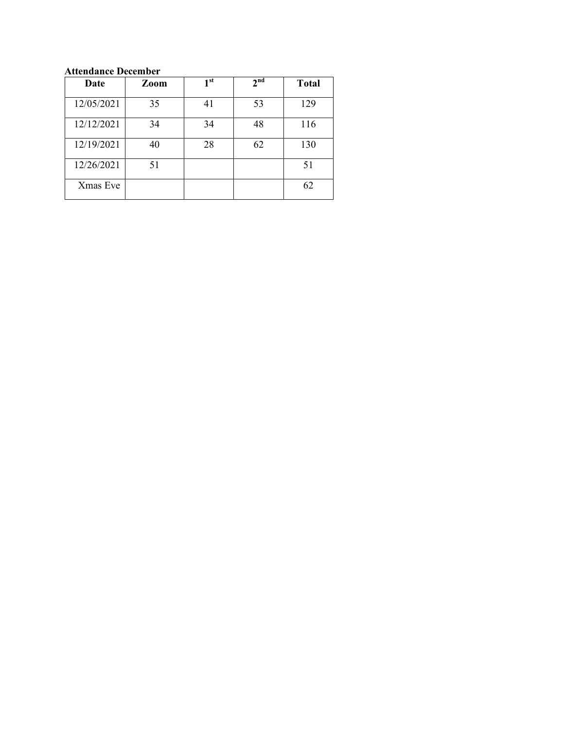**Attendance December**

| Date | Zoom | 1st | 2nd | Total |
|---|---|---|---|---|
| 12/05/2021 | 35 | 41 | 53 | 129 |
| 12/12/2021 | 34 | 34 | 48 | 116 |
| 12/19/2021 | 40 | 28 | 62 | 130 |
| 12/26/2021 | 51 | | | 51 |
| Xmas Eve | | | | 62 |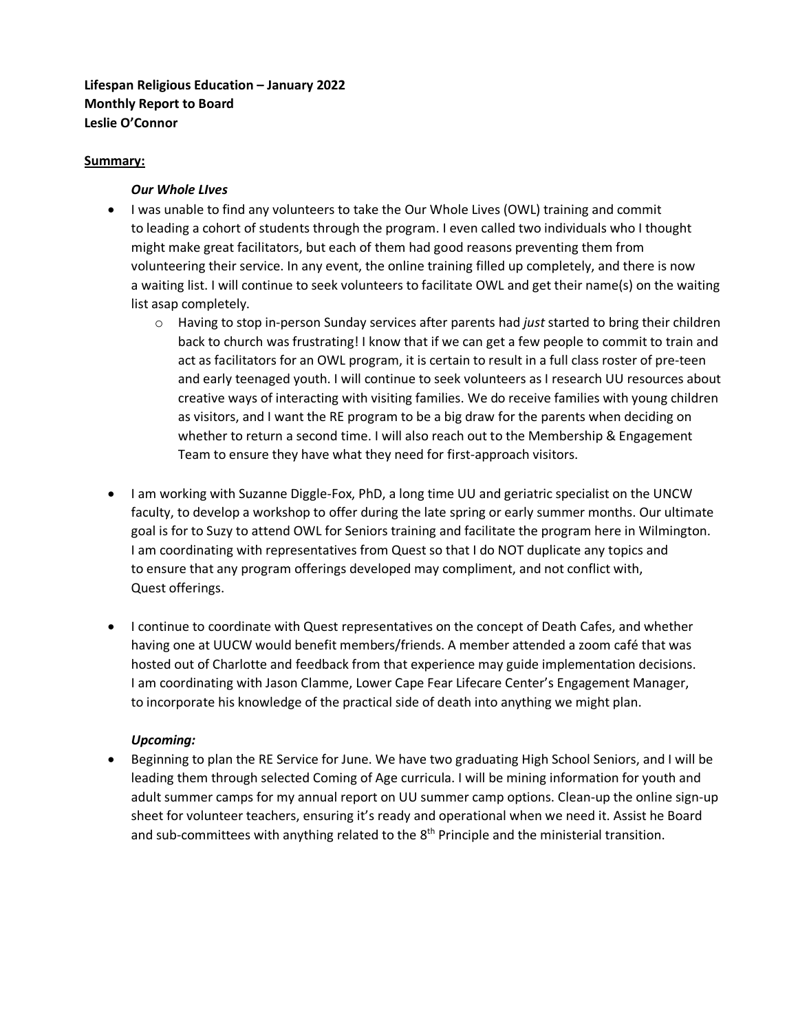**Lifespan Religious Education – January 2022**
**Monthly Report to Board**
**Leslie O'Connor**

**Summary:**

***Our Whole LIves***

- I was unable to find any volunteers to take the Our Whole Lives (OWL) training and commit to leading a cohort of students through the program. I even called two individuals who I thought might make great facilitators, but each of them had good reasons preventing them from volunteering their service. In any event, the online training filled up completely, and there is now a waiting list. I will continue to seek volunteers to facilitate OWL and get their name(s) on the waiting list asap completely.
    - Having to stop in-person Sunday services after parents had *just* started to bring their children back to church was frustrating! I know that if we can get a few people to commit to train and act as facilitators for an OWL program, it is certain to result in a full class roster of pre-teen and early teenaged youth. I will continue to seek volunteers as I research UU resources about creative ways of interacting with visiting families. We do receive families with young children as visitors, and I want the RE program to be a big draw for the parents when deciding on whether to return a second time. I will also reach out to the Membership & Engagement Team to ensure they have what they need for first-approach visitors.

- I am working with Suzanne Diggle-Fox, PhD, a long time UU and geriatric specialist on the UNCW faculty, to develop a workshop to offer during the late spring or early summer months. Our ultimate goal is for to Suzy to attend OWL for Seniors training and facilitate the program here in Wilmington. I am coordinating with representatives from Quest so that I do NOT duplicate any topics and to ensure that any program offerings developed may compliment, and not conflict with, Quest offerings.

- I continue to coordinate with Quest representatives on the concept of Death Cafes, and whether having one at UUCW would benefit members/friends. A member attended a zoom café that was hosted out of Charlotte and feedback from that experience may guide implementation decisions. I am coordinating with Jason Clamme, Lower Cape Fear Lifecare Center's Engagement Manager, to incorporate his knowledge of the practical side of death into anything we might plan.

***Upcoming:***

- Beginning to plan the RE Service for June. We have two graduating High School Seniors, and I will be leading them through selected Coming of Age curricula. I will be mining information for youth and adult summer camps for my annual report on UU summer camp options. Clean-up the online sign-up sheet for volunteer teachers, ensuring it's ready and operational when we need it. Assist he Board and sub-committees with anything related to the 8th Principle and the ministerial transition.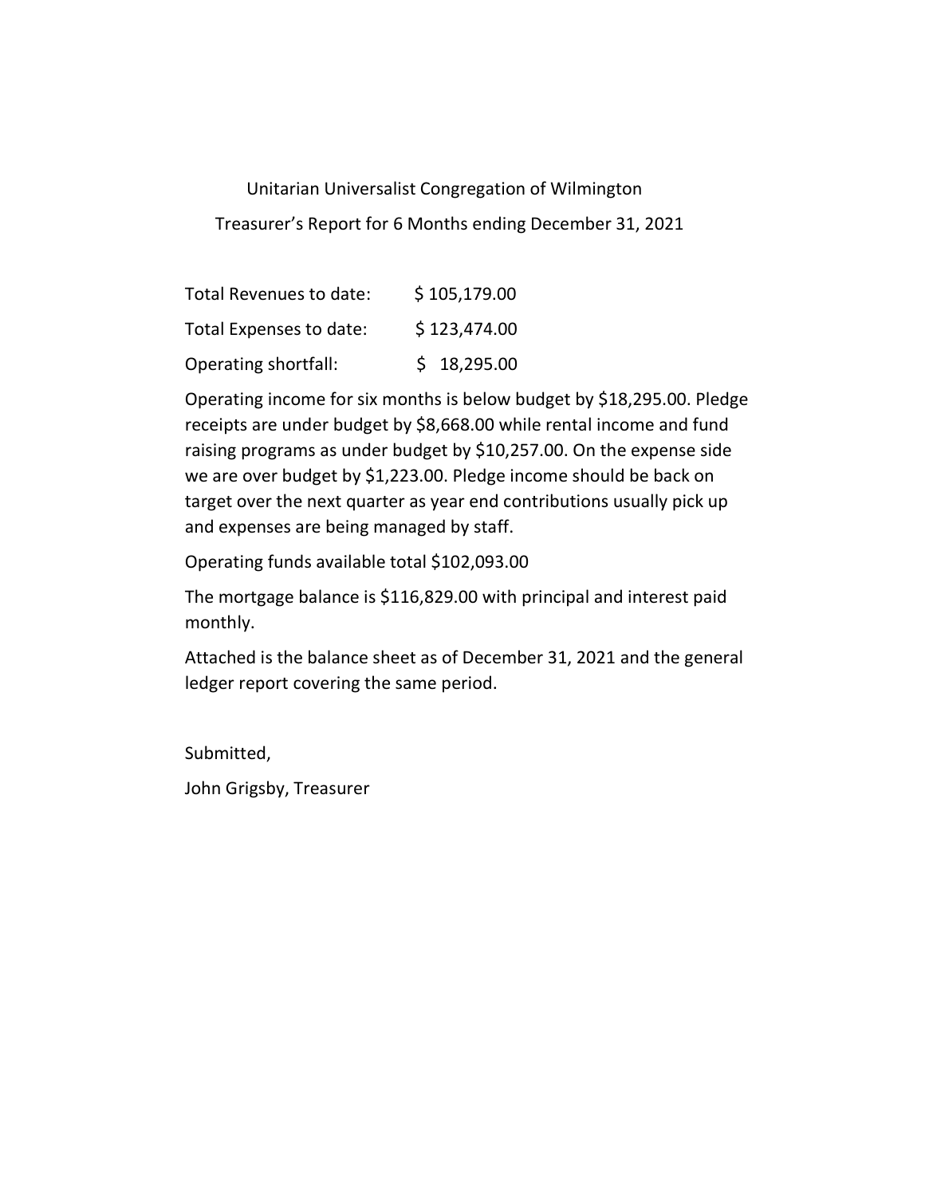# Unitarian Universalist Congregation of Wilmington

## Treasurer's Report for 6 Months ending December 31, 2021

| | |
|---|---|
| Total Revenues to date: | $ 105,179.00 |
| Total Expenses to date: | $ 123,474.00 |
| Operating shortfall: | $ 18,295.00 |

Operating income for six months is below budget by $18,295.00. Pledge receipts are under budget by $8,668.00 while rental income and fund raising programs as under budget by $10,257.00. On the expense side we are over budget by $1,223.00. Pledge income should be back on target over the next quarter as year end contributions usually pick up and expenses are being managed by staff.

Operating funds available total $102,093.00

The mortgage balance is $116,829.00 with principal and interest paid monthly.

Attached is the balance sheet as of December 31, 2021 and the general ledger report covering the same period.

Submitted,

John Grigsby, Treasurer